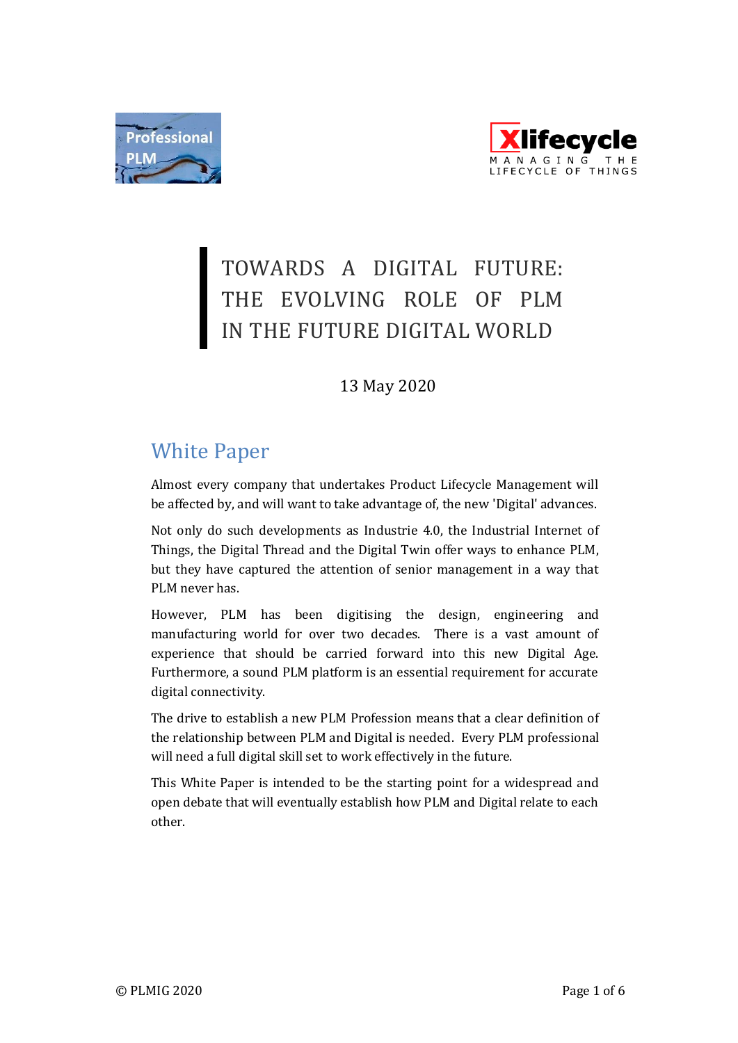# TOWARDS A DIGITAL FUTURE: THE EVOLVING ROLE OF PLM IN THE FUTURE DIGITAL WORLD

13 May 2020

## White Paper

Almost every company that undertakes Product Lifecycle Management will be affected by, and will want to take advantage of, the new 'Digital' advances.

Not only do such developments as Industrie 4.0, the Industrial Internet of Things, the Digital Thread and the Digital Twin offer ways to enhance PLM, but they have captured the attention of senior management in a way that PLM never has.

However, PLM has been digitising the design, engineering and manufacturing world for over two decades. There is a vast amount of experience that should be carried forward into this new Digital Age. Furthermore, a sound PLM platform is an essential requirement for accurate digital connectivity.

The drive to establish a new PLM Profession means that a clear definition of the relationship between PLM and Digital is needed. Every PLM professional will need a full digital skill set to work effectively in the future.

This White Paper is intended to be the starting point for a widespread and open debate that will eventually establish how PLM and Digital relate to each other.

© PLMIG 2020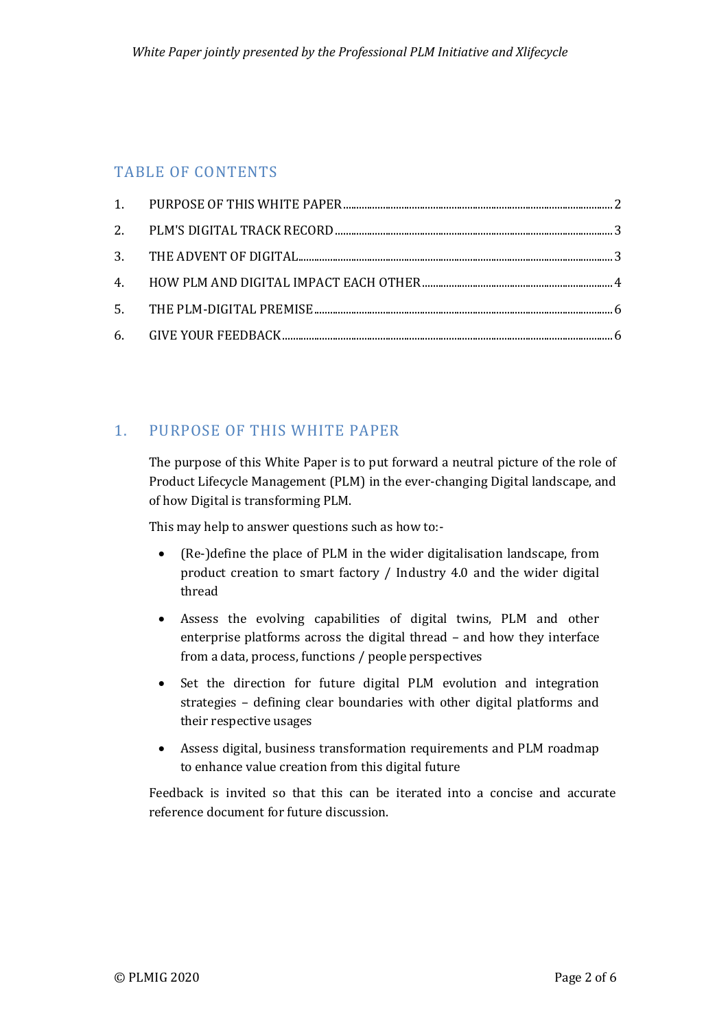## TABLE OF CONTENTS

1. PURPOSE OF THIS WHITE PAPER .................................... 2
2. PLM'S DIGITAL TRACK RECORD .................................... 3
3. THE ADVENT OF DIGITAL .................................... 3
4. HOW PLM AND DIGITAL IMPACT EACH OTHER .................................... 4
5. THE PLM-DIGITAL PREMISE .................................... 6
6. GIVE YOUR FEEDBACK .................................... 6

## 1. PURPOSE OF THIS WHITE PAPER

The purpose of this White Paper is to put forward a neutral picture of the role of Product Lifecycle Management (PLM) in the ever-changing Digital landscape, and of how Digital is transforming PLM.

This may help to answer questions such as how to:-

- (Re-)define the place of PLM in the wider digitalisation landscape, from product creation to smart factory / Industry 4.0 and the wider digital thread
- Assess the evolving capabilities of digital twins, PLM and other enterprise platforms across the digital thread – and how they interface from a data, process, functions / people perspectives
- Set the direction for future digital PLM evolution and integration strategies – defining clear boundaries with other digital platforms and their respective usages
- Assess digital, business transformation requirements and PLM roadmap to enhance value creation from this digital future

Feedback is invited so that this can be iterated into a concise and accurate reference document for future discussion.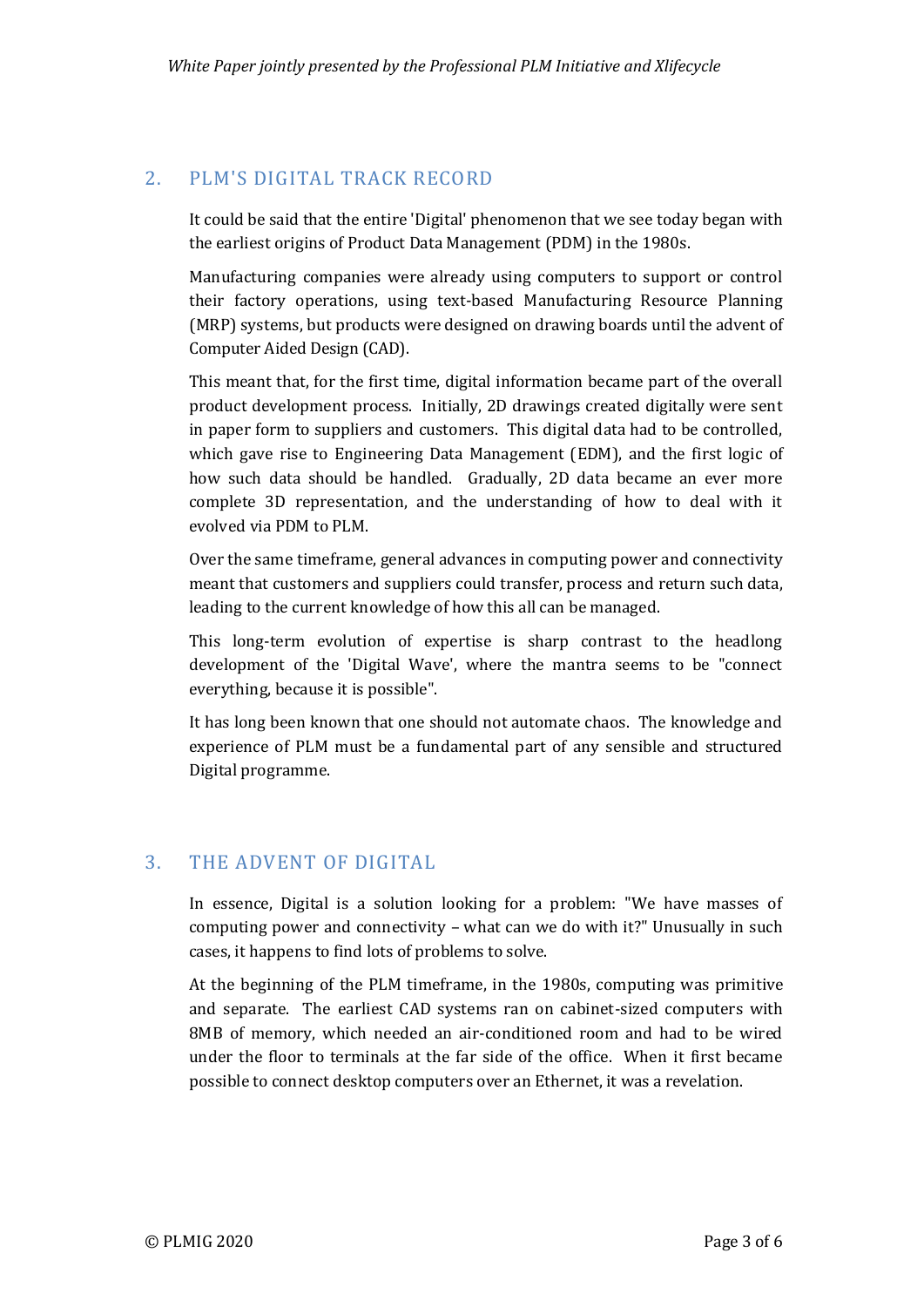## 2. PLM'S DIGITAL TRACK RECORD

It could be said that the entire 'Digital' phenomenon that we see today began with the earliest origins of Product Data Management (PDM) in the 1980s.

Manufacturing companies were already using computers to support or control their factory operations, using text-based Manufacturing Resource Planning (MRP) systems, but products were designed on drawing boards until the advent of Computer Aided Design (CAD).

This meant that, for the first time, digital information became part of the overall product development process. Initially, 2D drawings created digitally were sent in paper form to suppliers and customers. This digital data had to be controlled, which gave rise to Engineering Data Management (EDM), and the first logic of how such data should be handled. Gradually, 2D data became an ever more complete 3D representation, and the understanding of how to deal with it evolved via PDM to PLM.

Over the same timeframe, general advances in computing power and connectivity meant that customers and suppliers could transfer, process and return such data, leading to the current knowledge of how this all can be managed.

This long-term evolution of expertise is sharp contrast to the headlong development of the 'Digital Wave', where the mantra seems to be "connect everything, because it is possible".

It has long been known that one should not automate chaos. The knowledge and experience of PLM must be a fundamental part of any sensible and structured Digital programme.

## 3. THE ADVENT OF DIGITAL

In essence, Digital is a solution looking for a problem: "We have masses of computing power and connectivity – what can we do with it?" Unusually in such cases, it happens to find lots of problems to solve.

At the beginning of the PLM timeframe, in the 1980s, computing was primitive and separate. The earliest CAD systems ran on cabinet-sized computers with 8MB of memory, which needed an air-conditioned room and had to be wired under the floor to terminals at the far side of the office. When it first became possible to connect desktop computers over an Ethernet, it was a revelation.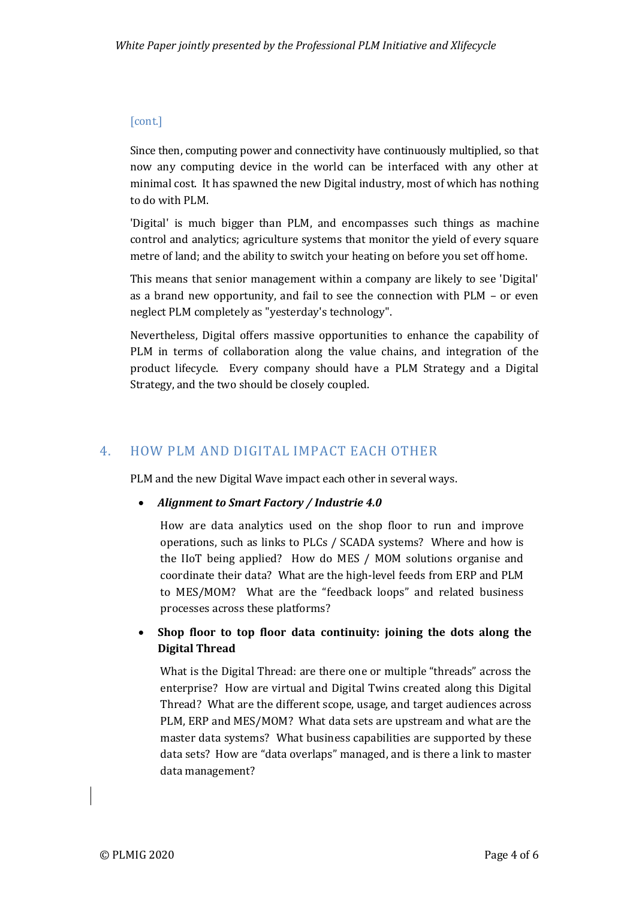[cont.]

Since then, computing power and connectivity have continuously multiplied, so that now any computing device in the world can be interfaced with any other at minimal cost. It has spawned the new Digital industry, most of which has nothing to do with PLM.

'Digital' is much bigger than PLM, and encompasses such things as machine control and analytics; agriculture systems that monitor the yield of every square metre of land; and the ability to switch your heating on before you set off home.

This means that senior management within a company are likely to see 'Digital' as a brand new opportunity, and fail to see the connection with PLM – or even neglect PLM completely as "yesterday's technology".

Nevertheless, Digital offers massive opportunities to enhance the capability of PLM in terms of collaboration along the value chains, and integration of the product lifecycle. Every company should have a PLM Strategy and a Digital Strategy, and the two should be closely coupled.

## 4. HOW PLM AND DIGITAL IMPACT EACH OTHER

PLM and the new Digital Wave impact each other in several ways.

- ***Alignment to Smart Factory / Industrie 4.0***

  How are data analytics used on the shop floor to run and improve operations, such as links to PLCs / SCADA systems? Where and how is the IIoT being applied? How do MES / MOM solutions organise and coordinate their data? What are the high-level feeds from ERP and PLM to MES/MOM? What are the "feedback loops" and related business processes across these platforms?

- **Shop floor to top floor data continuity: joining the dots along the Digital Thread**

  What is the Digital Thread: are there one or multiple "threads" across the enterprise? How are virtual and Digital Twins created along this Digital Thread? What are the different scope, usage, and target audiences across PLM, ERP and MES/MOM? What data sets are upstream and what are the master data systems? What business capabilities are supported by these data sets? How are "data overlaps" managed, and is there a link to master data management?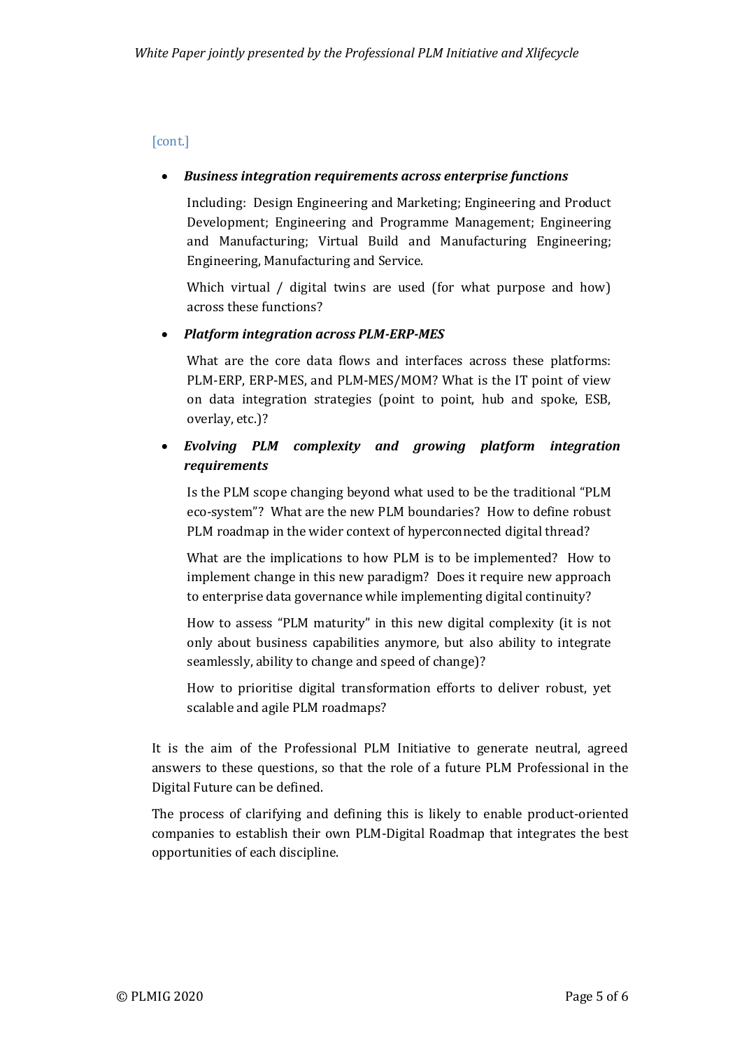[cont.]

- ***Business integration requirements across enterprise functions***

  Including: Design Engineering and Marketing; Engineering and Product Development; Engineering and Programme Management; Engineering and Manufacturing; Virtual Build and Manufacturing Engineering; Engineering, Manufacturing and Service.

  Which virtual / digital twins are used (for what purpose and how) across these functions?

- ***Platform integration across PLM-ERP-MES***

  What are the core data flows and interfaces across these platforms: PLM-ERP, ERP-MES, and PLM-MES/MOM? What is the IT point of view on data integration strategies (point to point, hub and spoke, ESB, overlay, etc.)?

- ***Evolving PLM complexity and growing platform integration requirements***

  Is the PLM scope changing beyond what used to be the traditional "PLM eco-system"? What are the new PLM boundaries? How to define robust PLM roadmap in the wider context of hyperconnected digital thread?

  What are the implications to how PLM is to be implemented? How to implement change in this new paradigm? Does it require new approach to enterprise data governance while implementing digital continuity?

  How to assess "PLM maturity" in this new digital complexity (it is not only about business capabilities anymore, but also ability to integrate seamlessly, ability to change and speed of change)?

  How to prioritise digital transformation efforts to deliver robust, yet scalable and agile PLM roadmaps?

It is the aim of the Professional PLM Initiative to generate neutral, agreed answers to these questions, so that the role of a future PLM Professional in the Digital Future can be defined.

The process of clarifying and defining this is likely to enable product-oriented companies to establish their own PLM-Digital Roadmap that integrates the best opportunities of each discipline.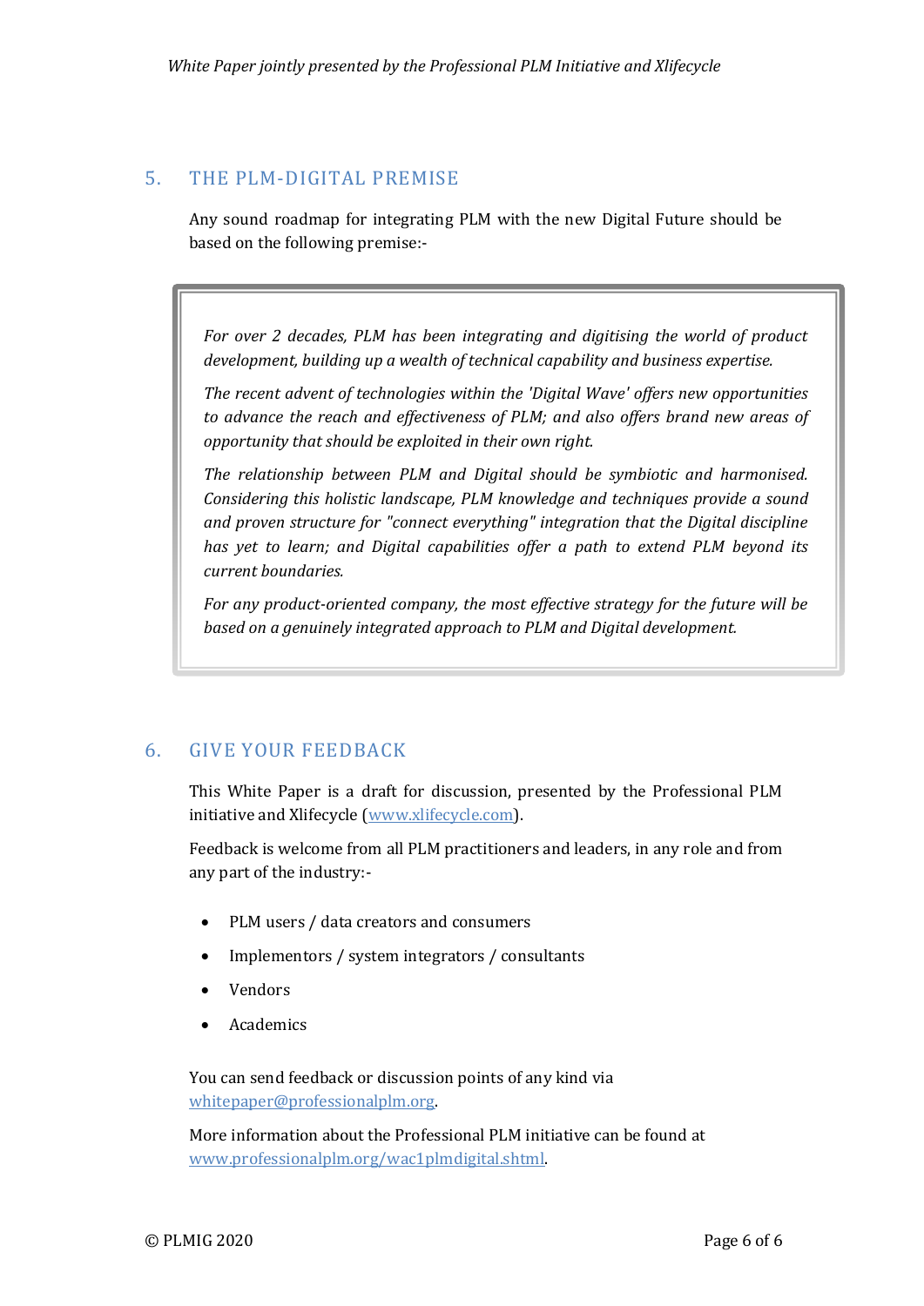## 5. THE PLM-DIGITAL PREMISE

Any sound roadmap for integrating PLM with the new Digital Future should be based on the following premise:-

> *For over 2 decades, PLM has been integrating and digitising the world of product development, building up a wealth of technical capability and business expertise.*
>
> *The recent advent of technologies within the 'Digital Wave' offers new opportunities to advance the reach and effectiveness of PLM; and also offers brand new areas of opportunity that should be exploited in their own right.*
>
> *The relationship between PLM and Digital should be symbiotic and harmonised. Considering this holistic landscape, PLM knowledge and techniques provide a sound and proven structure for "connect everything" integration that the Digital discipline has yet to learn; and Digital capabilities offer a path to extend PLM beyond its current boundaries.*
>
> *For any product-oriented company, the most effective strategy for the future will be based on a genuinely integrated approach to PLM and Digital development.*

## 6. GIVE YOUR FEEDBACK

This White Paper is a draft for discussion, presented by the Professional PLM initiative and Xlifecycle (www.xlifecycle.com).

Feedback is welcome from all PLM practitioners and leaders, in any role and from any part of the industry:-

- PLM users / data creators and consumers
- Implementors / system integrators / consultants
- Vendors
- Academics

You can send feedback or discussion points of any kind via whitepaper@professionalplm.org.

More information about the Professional PLM initiative can be found at www.professionalplm.org/wac1plmdigital.shtml.

© PLMIG 2020